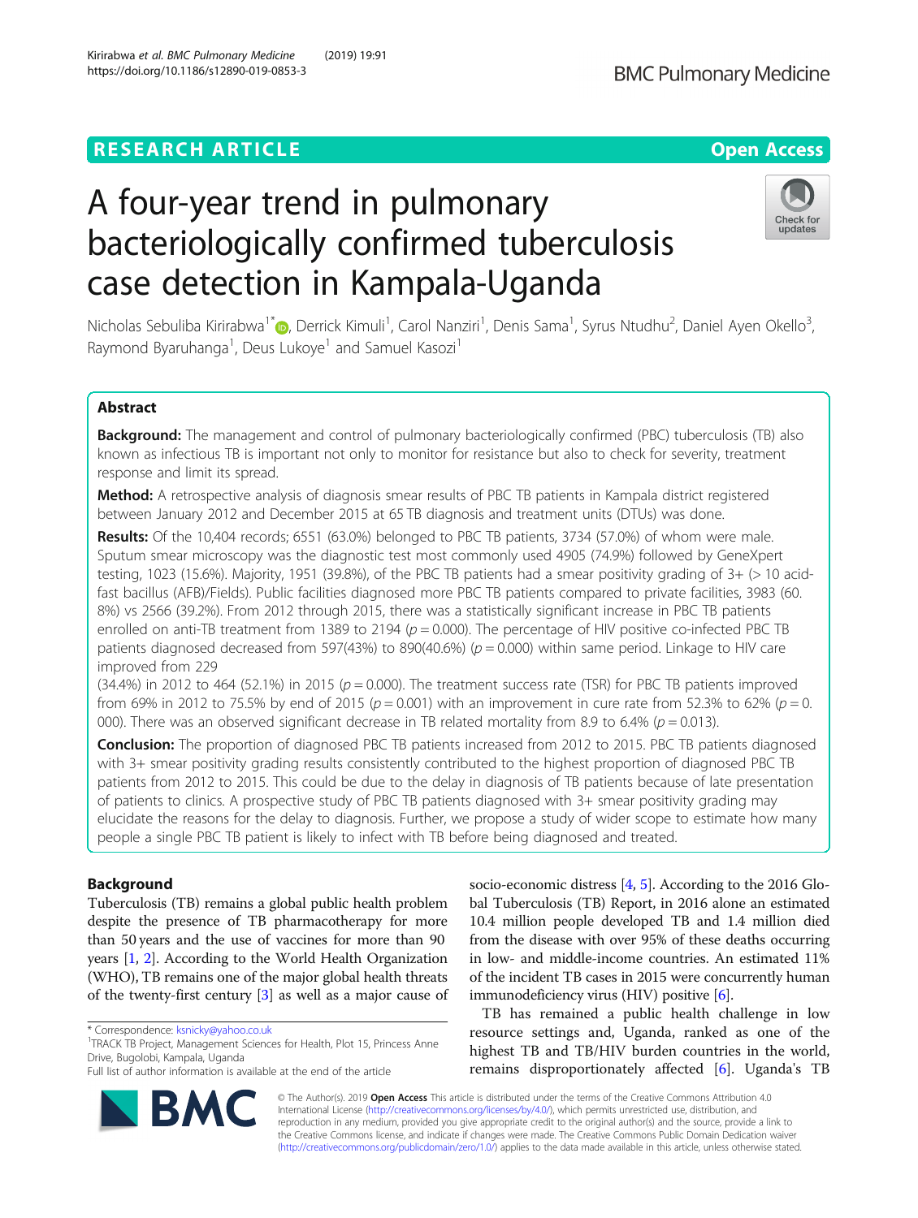RESEARCH ARTICLE

Open Access

# A four-year trend in pulmonary bacteriologically confirmed tuberculosis case detection in Kampala-Uganda

Nicholas Sebuliba Kirirabwa[1*], Derrick Kimuli[1], Carol Nanziri[1], Denis Sama[1], Syrus Ntudhu[2], Daniel Ayen Okello[3], Raymond Byaruhanga[1], Deus Lukoye[1] and Samuel Kasozi[1]

## Abstract

**Background:** The management and control of pulmonary bacteriologically confirmed (PBC) tuberculosis (TB) also known as infectious TB is important not only to monitor for resistance but also to check for severity, treatment response and limit its spread.

**Method:** A retrospective analysis of diagnosis smear results of PBC TB patients in Kampala district registered between January 2012 and December 2015 at 65 TB diagnosis and treatment units (DTUs) was done.

**Results:** Of the 10,404 records; 6551 (63.0%) belonged to PBC TB patients, 3734 (57.0%) of whom were male. Sputum smear microscopy was the diagnostic test most commonly used 4905 (74.9%) followed by GeneXpert testing, 1023 (15.6%). Majority, 1951 (39.8%), of the PBC TB patients had a smear positivity grading of 3+ (> 10 acid-fast bacillus (AFB)/Fields). Public facilities diagnosed more PBC TB patients compared to private facilities, 3983 (60.8%) vs 2566 (39.2%). From 2012 through 2015, there was a statistically significant increase in PBC TB patients enrolled on anti-TB treatment from 1389 to 2194 ($p = 0.000$). The percentage of HIV positive co-infected PBC TB patients diagnosed decreased from 597(43%) to 890(40.6%) ($p = 0.000$) within same period. Linkage to HIV care improved from 229 (34.4%) in 2012 to 464 (52.1%) in 2015 ($p = 0.000$). The treatment success rate (TSR) for PBC TB patients improved from 69% in 2012 to 75.5% by end of 2015 ($p = 0.001$) with an improvement in cure rate from 52.3% to 62% ($p = 0.000$). There was an observed significant decrease in TB related mortality from 8.9 to 6.4% ($p = 0.013$).

**Conclusion:** The proportion of diagnosed PBC TB patients increased from 2012 to 2015. PBC TB patients diagnosed with 3+ smear positivity grading results consistently contributed to the highest proportion of diagnosed PBC TB patients from 2012 to 2015. This could be due to the delay in diagnosis of TB patients because of late presentation of patients to clinics. A prospective study of PBC TB patients diagnosed with 3+ smear positivity grading may elucidate the reasons for the delay to diagnosis. Further, we propose a study of wider scope to estimate how many people a single PBC TB patient is likely to infect with TB before being diagnosed and treated.

## Background

Tuberculosis (TB) remains a global public health problem despite the presence of TB pharmacotherapy for more than 50 years and the use of vaccines for more than 90 years [1, 2]. According to the World Health Organization (WHO), TB remains one of the major global health threats of the twenty-first century [3] as well as a major cause of socio-economic distress [4, 5]. According to the 2016 Global Tuberculosis (TB) Report, in 2016 alone an estimated 10.4 million people developed TB and 1.4 million died from the disease with over 95% of these deaths occurring in low- and middle-income countries. An estimated 11% of the incident TB cases in 2015 were concurrently human immunodeficiency virus (HIV) positive [6].

TB has remained a public health challenge in low resource settings and, Uganda, ranked as one of the highest TB and TB/HIV burden countries in the world, remains disproportionately affected [6]. Uganda's TB

\* Correspondence: ksnicky@yahoo.co.uk
[1]TRACK TB Project, Management Sciences for Health, Plot 15, Princess Anne Drive, Bugolobi, Kampala, Uganda
Full list of author information is available at the end of the article

© The Author(s). 2019 **Open Access** This article is distributed under the terms of the Creative Commons Attribution 4.0 International License (http://creativecommons.org/licenses/by/4.0/), which permits unrestricted use, distribution, and reproduction in any medium, provided you give appropriate credit to the original author(s) and the source, provide a link to the Creative Commons license, and indicate if changes were made. The Creative Commons Public Domain Dedication waiver (http://creativecommons.org/publicdomain/zero/1.0/) applies to the data made available in this article, unless otherwise stated.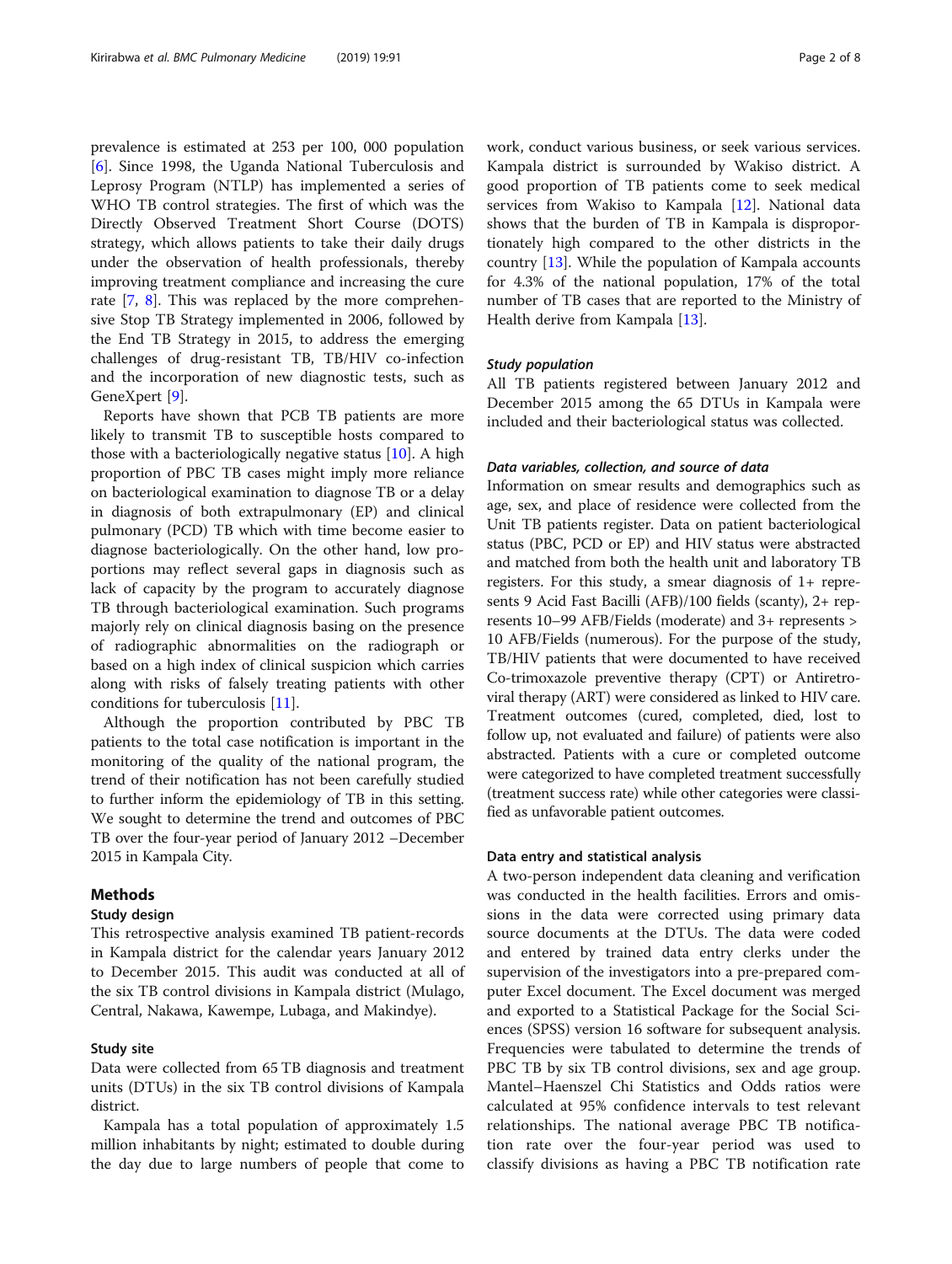prevalence is estimated at 253 per 100, 000 population [6]. Since 1998, the Uganda National Tuberculosis and Leprosy Program (NTLP) has implemented a series of WHO TB control strategies. The first of which was the Directly Observed Treatment Short Course (DOTS) strategy, which allows patients to take their daily drugs under the observation of health professionals, thereby improving treatment compliance and increasing the cure rate [7, 8]. This was replaced by the more comprehensive Stop TB Strategy implemented in 2006, followed by the End TB Strategy in 2015, to address the emerging challenges of drug-resistant TB, TB/HIV co-infection and the incorporation of new diagnostic tests, such as GeneXpert [9].

Reports have shown that PCB TB patients are more likely to transmit TB to susceptible hosts compared to those with a bacteriologically negative status [10]. A high proportion of PBC TB cases might imply more reliance on bacteriological examination to diagnose TB or a delay in diagnosis of both extrapulmonary (EP) and clinical pulmonary (PCD) TB which with time become easier to diagnose bacteriologically. On the other hand, low proportions may reflect several gaps in diagnosis such as lack of capacity by the program to accurately diagnose TB through bacteriological examination. Such programs majorly rely on clinical diagnosis basing on the presence of radiographic abnormalities on the radiograph or based on a high index of clinical suspicion which carries along with risks of falsely treating patients with other conditions for tuberculosis [11].

Although the proportion contributed by PBC TB patients to the total case notification is important in the monitoring of the quality of the national program, the trend of their notification has not been carefully studied to further inform the epidemiology of TB in this setting. We sought to determine the trend and outcomes of PBC TB over the four-year period of January 2012 –December 2015 in Kampala City.

## Methods

### Study design

This retrospective analysis examined TB patient-records in Kampala district for the calendar years January 2012 to December 2015. This audit was conducted at all of the six TB control divisions in Kampala district (Mulago, Central, Nakawa, Kawempe, Lubaga, and Makindye).

### Study site

Data were collected from 65 TB diagnosis and treatment units (DTUs) in the six TB control divisions of Kampala district.

Kampala has a total population of approximately 1.5 million inhabitants by night; estimated to double during the day due to large numbers of people that come to work, conduct various business, or seek various services. Kampala district is surrounded by Wakiso district. A good proportion of TB patients come to seek medical services from Wakiso to Kampala [12]. National data shows that the burden of TB in Kampala is disproportionately high compared to the other districts in the country [13]. While the population of Kampala accounts for 4.3% of the national population, 17% of the total number of TB cases that are reported to the Ministry of Health derive from Kampala [13].

#### *Study population*

All TB patients registered between January 2012 and December 2015 among the 65 DTUs in Kampala were included and their bacteriological status was collected.

#### *Data variables, collection, and source of data*

Information on smear results and demographics such as age, sex, and place of residence were collected from the Unit TB patients register. Data on patient bacteriological status (PBC, PCD or EP) and HIV status were abstracted and matched from both the health unit and laboratory TB registers. For this study, a smear diagnosis of 1+ represents 9 Acid Fast Bacilli (AFB)/100 fields (scanty), 2+ represents 10–99 AFB/Fields (moderate) and 3+ represents > 10 AFB/Fields (numerous). For the purpose of the study, TB/HIV patients that were documented to have received Co-trimoxazole preventive therapy (CPT) or Antiretroviral therapy (ART) were considered as linked to HIV care. Treatment outcomes (cured, completed, died, lost to follow up, not evaluated and failure) of patients were also abstracted. Patients with a cure or completed outcome were categorized to have completed treatment successfully (treatment success rate) while other categories were classified as unfavorable patient outcomes.

### Data entry and statistical analysis

A two-person independent data cleaning and verification was conducted in the health facilities. Errors and omissions in the data were corrected using primary data source documents at the DTUs. The data were coded and entered by trained data entry clerks under the supervision of the investigators into a pre-prepared computer Excel document. The Excel document was merged and exported to a Statistical Package for the Social Sciences (SPSS) version 16 software for subsequent analysis. Frequencies were tabulated to determine the trends of PBC TB by six TB control divisions, sex and age group. Mantel–Haenszel Chi Statistics and Odds ratios were calculated at 95% confidence intervals to test relevant relationships. The national average PBC TB notification rate over the four-year period was used to classify divisions as having a PBC TB notification rate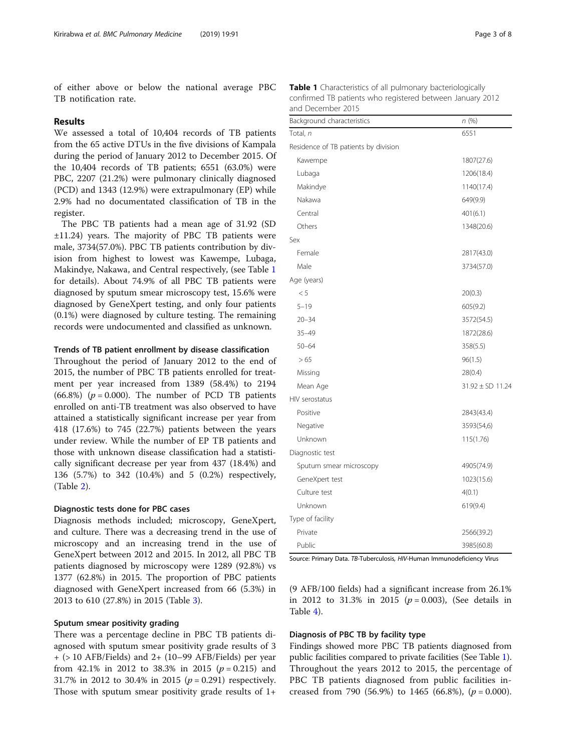of either above or below the national average PBC TB notification rate.

## Results

We assessed a total of 10,404 records of TB patients from the 65 active DTUs in the five divisions of Kampala during the period of January 2012 to December 2015. Of the 10,404 records of TB patients; 6551 (63.0%) were PBC, 2207 (21.2%) were pulmonary clinically diagnosed (PCD) and 1343 (12.9%) were extrapulmonary (EP) while 2.9% had no documentated classification of TB in the register.

The PBC TB patients had a mean age of 31.92 (SD ±11.24) years. The majority of PBC TB patients were male, 3734(57.0%). PBC TB patients contribution by division from highest to lowest was Kawempe, Lubaga, Makindye, Nakawa, and Central respectively, (see Table 1 for details). About 74.9% of all PBC TB patients were diagnosed by sputum smear microscopy test, 15.6% were diagnosed by GeneXpert testing, and only four patients (0.1%) were diagnosed by culture testing. The remaining records were undocumented and classified as unknown.

### Trends of TB patient enrollment by disease classification

Throughout the period of January 2012 to the end of 2015, the number of PBC TB patients enrolled for treatment per year increased from 1389 (58.4%) to 2194 (66.8%) ($p = 0.000$). The number of PCD TB patients enrolled on anti-TB treatment was also observed to have attained a statistically significant increase per year from 418 (17.6%) to 745 (22.7%) patients between the years under review. While the number of EP TB patients and those with unknown disease classification had a statistically significant decrease per year from 437 (18.4%) and 136 (5.7%) to 342 (10.4%) and 5 (0.2%) respectively, (Table 2).

### Diagnostic tests done for PBC cases

Diagnosis methods included; microscopy, GeneXpert, and culture. There was a decreasing trend in the use of microscopy and an increasing trend in the use of GeneXpert between 2012 and 2015. In 2012, all PBC TB patients diagnosed by microscopy were 1289 (92.8%) vs 1377 (62.8%) in 2015. The proportion of PBC patients diagnosed with GeneXpert increased from 66 (5.3%) in 2013 to 610 (27.8%) in 2015 (Table 3).

### Sputum smear positivity grading

There was a percentage decline in PBC TB patients diagnosed with sputum smear positivity grade results of 3 + (> 10 AFB/Fields) and 2+ (10–99 AFB/Fields) per year from 42.1% in 2012 to 38.3% in 2015 ($p = 0.215$) and 31.7% in 2012 to 30.4% in 2015 ($p = 0.291$) respectively. Those with sputum smear positivity grade results of 1+ (9 AFB/100 fields) had a significant increase from 26.1% in 2012 to 31.3% in 2015 ($p = 0.003$), (See details in Table 4).

**Table 1** Characteristics of all pulmonary bacteriologically confirmed TB patients who registered between January 2012 and December 2015

| Background characteristics | n (%) |
|---|---|
| Total, n | 6551 |
| Residence of TB patients by division | |
| Kawempe | 1807(27.6) |
| Lubaga | 1206(18.4) |
| Makindye | 1140(17.4) |
| Nakawa | 649(9.9) |
| Central | 401(6.1) |
| Others | 1348(20.6) |
| Sex | |
| Female | 2817(43.0) |
| Male | 3734(57.0) |
| Age (years) | |
| < 5 | 20(0.3) |
| 5–19 | 605(9.2) |
| 20–34 | 3572(54.5) |
| 35–49 | 1872(28.6) |
| 50–64 | 358(5.5) |
| > 65 | 96(1.5) |
| Missing | 28(0.4) |
| Mean Age | 31.92 ± SD 11.24 |
| HIV serostatus | |
| Positive | 2843(43.4) |
| Negative | 3593(54,6) |
| Unknown | 115(1.76) |
| Diagnostic test | |
| Sputum smear microscopy | 4905(74.9) |
| GeneXpert test | 1023(15.6) |
| Culture test | 4(0.1) |
| Unknown | 619(9.4) |
| Type of facility | |
| Private | 2566(39.2) |
| Public | 3985(60.8) |

Source: Primary Data. TB-Tuberculosis, HIV-Human Immunodeficiency Virus

### Diagnosis of PBC TB by facility type

Findings showed more PBC TB patients diagnosed from public facilities compared to private facilities (See Table 1). Throughout the years 2012 to 2015, the percentage of PBC TB patients diagnosed from public facilities increased from 790 (56.9%) to 1465 (66.8%), ($p = 0.000$).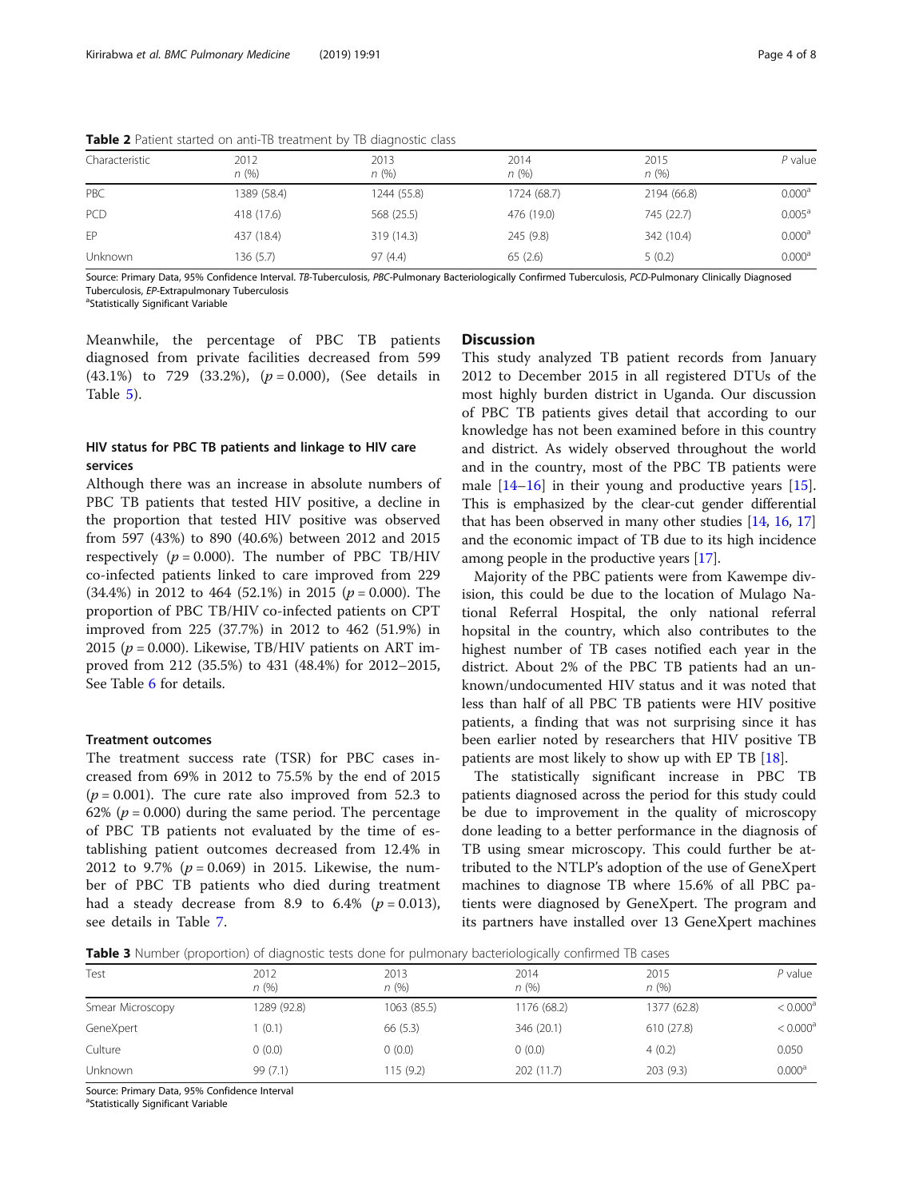**Table 2** Patient started on anti-TB treatment by TB diagnostic class

| Characteristic | 2012 *n* (%) | 2013 *n* (%) | 2014 *n* (%) | 2015 *n* (%) | *P* value |
|---|---|---|---|---|---|
| PBC | 1389 (58.4) | 1244 (55.8) | 1724 (68.7) | 2194 (66.8) | 0.000[a] |
| PCD | 418 (17.6) | 568 (25.5) | 476 (19.0) | 745 (22.7) | 0.005[a] |
| EP | 437 (18.4) | 319 (14.3) | 245 (9.8) | 342 (10.4) | 0.000[a] |
| Unknown | 136 (5.7) | 97 (4.4) | 65 (2.6) | 5 (0.2) | 0.000[a] |

Source: Primary Data, 95% Confidence Interval. *TB*-Tuberculosis, *PBC*-Pulmonary Bacteriologically Confirmed Tuberculosis, *PCD*-Pulmonary Clinically Diagnosed Tuberculosis, *EP*-Extrapulmonary Tuberculosis
[a]Statistically Significant Variable

Meanwhile, the percentage of PBC TB patients diagnosed from private facilities decreased from 599 (43.1%) to 729 (33.2%), ($p = 0.000$), (See details in Table 5).

### HIV status for PBC TB patients and linkage to HIV care services

Although there was an increase in absolute numbers of PBC TB patients that tested HIV positive, a decline in the proportion that tested HIV positive was observed from 597 (43%) to 890 (40.6%) between 2012 and 2015 respectively ($p = 0.000$). The number of PBC TB/HIV co-infected patients linked to care improved from 229 (34.4%) in 2012 to 464 (52.1%) in 2015 ($p = 0.000$). The proportion of PBC TB/HIV co-infected patients on CPT improved from 225 (37.7%) in 2012 to 462 (51.9%) in 2015 ($p = 0.000$). Likewise, TB/HIV patients on ART improved from 212 (35.5%) to 431 (48.4%) for 2012–2015, See Table 6 for details.

### Treatment outcomes

The treatment success rate (TSR) for PBC cases increased from 69% in 2012 to 75.5% by the end of 2015 ($p = 0.001$). The cure rate also improved from 52.3 to 62% ($p = 0.000$) during the same period. The percentage of PBC TB patients not evaluated by the time of establishing patient outcomes decreased from 12.4% in 2012 to 9.7% ($p = 0.069$) in 2015. Likewise, the number of PBC TB patients who died during treatment had a steady decrease from 8.9 to 6.4% ($p = 0.013$), see details in Table 7.

## Discussion

This study analyzed TB patient records from January 2012 to December 2015 in all registered DTUs of the most highly burden district in Uganda. Our discussion of PBC TB patients gives detail that according to our knowledge has not been examined before in this country and district. As widely observed throughout the world and in the country, most of the PBC TB patients were male [14–16] in their young and productive years [15]. This is emphasized by the clear-cut gender differential that has been observed in many other studies [14, 16, 17] and the economic impact of TB due to its high incidence among people in the productive years [17].

Majority of the PBC patients were from Kawempe division, this could be due to the location of Mulago National Referral Hospital, the only national referral hospital in the country, which also contributes to the highest number of TB cases notified each year in the district. About 2% of the PBC TB patients had an unknown/undocumented HIV status and it was noted that less than half of all PBC TB patients were HIV positive patients, a finding that was not surprising since it has been earlier noted by researchers that HIV positive TB patients are most likely to show up with EP TB [18].

The statistically significant increase in PBC TB patients diagnosed across the period for this study could be due to improvement in the quality of microscopy done leading to a better performance in the diagnosis of TB using smear microscopy. This could further be attributed to the NTLP's adoption of the use of GeneXpert machines to diagnose TB where 15.6% of all PBC patients were diagnosed by GeneXpert. The program and its partners have installed over 13 GeneXpert machines

**Table 3** Number (proportion) of diagnostic tests done for pulmonary bacteriologically confirmed TB cases

| Test | 2012 *n* (%) | 2013 *n* (%) | 2014 *n* (%) | 2015 *n* (%) | *P* value |
|---|---|---|---|---|---|
| Smear Microscopy | 1289 (92.8) | 1063 (85.5) | 1176 (68.2) | 1377 (62.8) | < 0.000[a] |
| GeneXpert | 1 (0.1) | 66 (5.3) | 346 (20.1) | 610 (27.8) | < 0.000[a] |
| Culture | 0 (0.0) | 0 (0.0) | 0 (0.0) | 4 (0.2) | 0.050 |
| Unknown | 99 (7.1) | 115 (9.2) | 202 (11.7) | 203 (9.3) | 0.000[a] |

Source: Primary Data, 95% Confidence Interval
[a]Statistically Significant Variable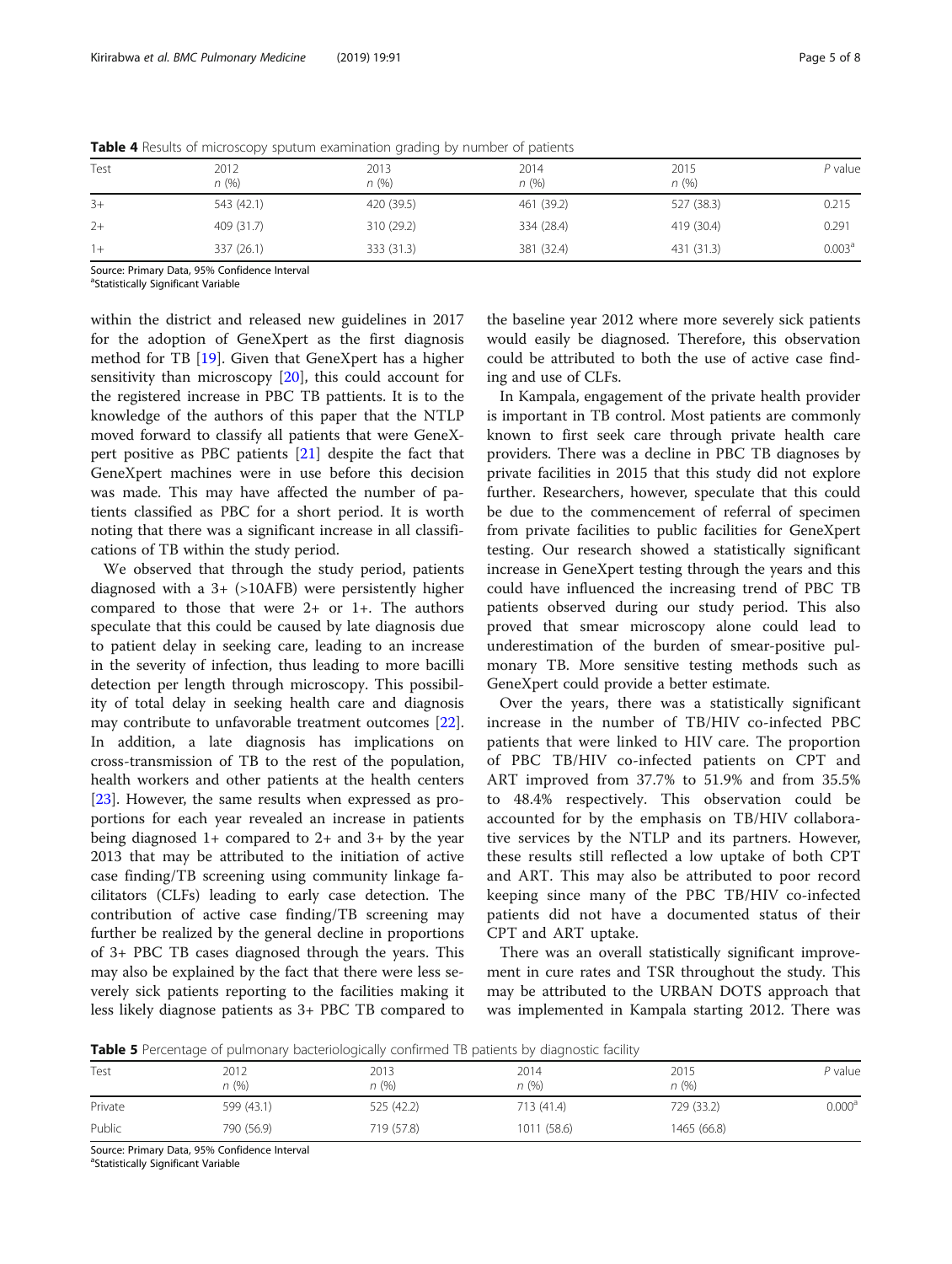**Table 4** Results of microscopy sputum examination grading by number of patients

| Test | 2012 *n* (%) | 2013 *n* (%) | 2014 *n* (%) | 2015 *n* (%) | *P* value |
|---|---|---|---|---|---|
| 3+ | 543 (42.1) | 420 (39.5) | 461 (39.2) | 527 (38.3) | 0.215 |
| 2+ | 409 (31.7) | 310 (29.2) | 334 (28.4) | 419 (30.4) | 0.291 |
| 1+ | 337 (26.1) | 333 (31.3) | 381 (32.4) | 431 (31.3) | 0.003[a] |

Source: Primary Data, 95% Confidence Interval
[a]Statistically Significant Variable

within the district and released new guidelines in 2017 for the adoption of GeneXpert as the first diagnosis method for TB [19]. Given that GeneXpert has a higher sensitivity than microscopy [20], this could account for the registered increase in PBC TB pattients. It is to the knowledge of the authors of this paper that the NTLP moved forward to classify all patients that were GeneXpert positive as PBC patients [21] despite the fact that GeneXpert machines were in use before this decision was made. This may have affected the number of patients classified as PBC for a short period. It is worth noting that there was a significant increase in all classifications of TB within the study period.

We observed that through the study period, patients diagnosed with a 3+ (>10AFB) were persistently higher compared to those that were 2+ or 1+. The authors speculate that this could be caused by late diagnosis due to patient delay in seeking care, leading to an increase in the severity of infection, thus leading to more bacilli detection per length through microscopy. This possibility of total delay in seeking health care and diagnosis may contribute to unfavorable treatment outcomes [22]. In addition, a late diagnosis has implications on cross-transmission of TB to the rest of the population, health workers and other patients at the health centers [23]. However, the same results when expressed as proportions for each year revealed an increase in patients being diagnosed 1+ compared to 2+ and 3+ by the year 2013 that may be attributed to the initiation of active case finding/TB screening using community linkage facilitators (CLFs) leading to early case detection. The contribution of active case finding/TB screening may further be realized by the general decline in proportions of 3+ PBC TB cases diagnosed through the years. This may also be explained by the fact that there were less severely sick patients reporting to the facilities making it less likely diagnose patients as 3+ PBC TB compared to the baseline year 2012 where more severely sick patients would easily be diagnosed. Therefore, this observation could be attributed to both the use of active case finding and use of CLFs.

In Kampala, engagement of the private health provider is important in TB control. Most patients are commonly known to first seek care through private health care providers. There was a decline in PBC TB diagnoses by private facilities in 2015 that this study did not explore further. Researchers, however, speculate that this could be due to the commencement of referral of specimen from private facilities to public facilities for GeneXpert testing. Our research showed a statistically significant increase in GeneXpert testing through the years and this could have influenced the increasing trend of PBC TB patients observed during our study period. This also proved that smear microscopy alone could lead to underestimation of the burden of smear-positive pulmonary TB. More sensitive testing methods such as GeneXpert could provide a better estimate.

Over the years, there was a statistically significant increase in the number of TB/HIV co-infected PBC patients that were linked to HIV care. The proportion of PBC TB/HIV co-infected patients on CPT and ART improved from 37.7% to 51.9% and from 35.5% to 48.4% respectively. This observation could be accounted for by the emphasis on TB/HIV collaborative services by the NTLP and its partners. However, these results still reflected a low uptake of both CPT and ART. This may also be attributed to poor record keeping since many of the PBC TB/HIV co-infected patients did not have a documented status of their CPT and ART uptake.

There was an overall statistically significant improvement in cure rates and TSR throughout the study. This may be attributed to the URBAN DOTS approach that was implemented in Kampala starting 2012. There was

**Table 5** Percentage of pulmonary bacteriologically confirmed TB patients by diagnostic facility

| Test | 2012 *n* (%) | 2013 *n* (%) | 2014 *n* (%) | 2015 *n* (%) | *P* value |
|---|---|---|---|---|---|
| Private | 599 (43.1) | 525 (42.2) | 713 (41.4) | 729 (33.2) | 0.000[a] |
| Public | 790 (56.9) | 719 (57.8) | 1011 (58.6) | 1465 (66.8) | |

Source: Primary Data, 95% Confidence Interval
[a]Statistically Significant Variable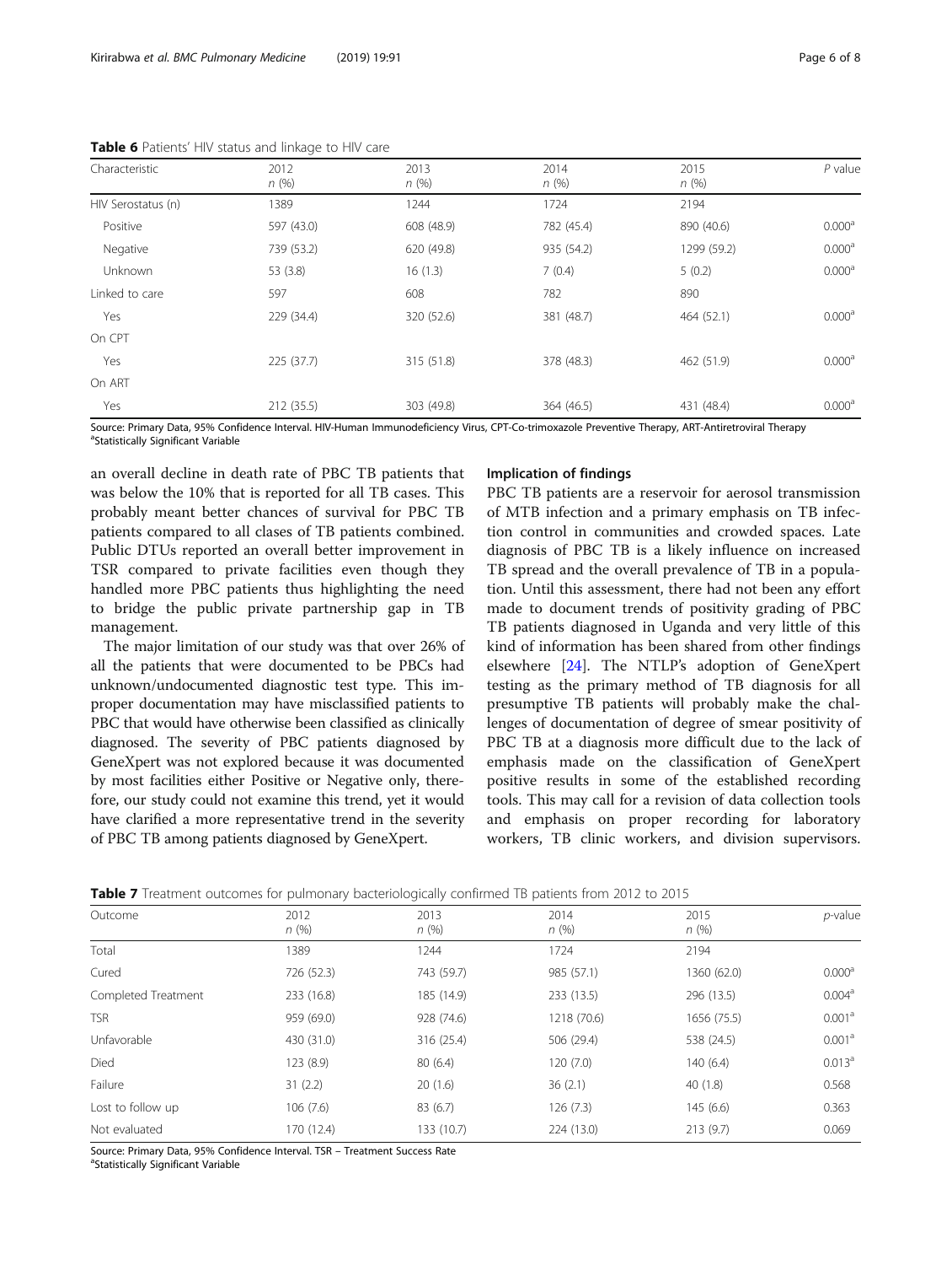**Table 6** Patients' HIV status and linkage to HIV care

| Characteristic | 2012 *n* (%) | 2013 *n* (%) | 2014 *n* (%) | 2015 *n* (%) | *P* value |
|---|---|---|---|---|---|
| HIV Serostatus (n) | 1389 | 1244 | 1724 | 2194 | |
| Positive | 597 (43.0) | 608 (48.9) | 782 (45.4) | 890 (40.6) | 0.000[a] |
| Negative | 739 (53.2) | 620 (49.8) | 935 (54.2) | 1299 (59.2) | 0.000[a] |
| Unknown | 53 (3.8) | 16 (1.3) | 7 (0.4) | 5 (0.2) | 0.000[a] |
| Linked to care | 597 | 608 | 782 | 890 | |
| Yes | 229 (34.4) | 320 (52.6) | 381 (48.7) | 464 (52.1) | 0.000[a] |
| On CPT | | | | | |
| Yes | 225 (37.7) | 315 (51.8) | 378 (48.3) | 462 (51.9) | 0.000[a] |
| On ART | | | | | |
| Yes | 212 (35.5) | 303 (49.8) | 364 (46.5) | 431 (48.4) | 0.000[a] |

Source: Primary Data, 95% Confidence Interval. HIV-Human Immunodeficiency Virus, CPT-Co-trimoxazole Preventive Therapy, ART-Antiretroviral Therapy
[a]Statistically Significant Variable

an overall decline in death rate of PBC TB patients that was below the 10% that is reported for all TB cases. This probably meant better chances of survival for PBC TB patients compared to all clases of TB patients combined. Public DTUs reported an overall better improvement in TSR compared to private facilities even though they handled more PBC patients thus highlighting the need to bridge the public private partnership gap in TB management.

The major limitation of our study was that over 26% of all the patients that were documented to be PBCs had unknown/undocumented diagnostic test type. This improper documentation may have misclassified patients to PBC that would have otherwise been classified as clinically diagnosed. The severity of PBC patients diagnosed by GeneXpert was not explored because it was documented by most facilities either Positive or Negative only, therefore, our study could not examine this trend, yet it would have clarified a more representative trend in the severity of PBC TB among patients diagnosed by GeneXpert.

## Implication of findings

PBC TB patients are a reservoir for aerosol transmission of MTB infection and a primary emphasis on TB infection control in communities and crowded spaces. Late diagnosis of PBC TB is a likely influence on increased TB spread and the overall prevalence of TB in a population. Until this assessment, there had not been any effort made to document trends of positivity grading of PBC TB patients diagnosed in Uganda and very little of this kind of information has been shared from other findings elsewhere [24]. The NTLP's adoption of GeneXpert testing as the primary method of TB diagnosis for all presumptive TB patients will probably make the challenges of documentation of degree of smear positivity of PBC TB at a diagnosis more difficult due to the lack of emphasis made on the classification of GeneXpert positive results in some of the established recording tools. This may call for a revision of data collection tools and emphasis on proper recording for laboratory workers, TB clinic workers, and division supervisors.

**Table 7** Treatment outcomes for pulmonary bacteriologically confirmed TB patients from 2012 to 2015

| Outcome | 2012 *n* (%) | 2013 *n* (%) | 2014 *n* (%) | 2015 *n* (%) | *p*-value |
|---|---|---|---|---|---|
| Total | 1389 | 1244 | 1724 | 2194 | |
| Cured | 726 (52.3) | 743 (59.7) | 985 (57.1) | 1360 (62.0) | 0.000[a] |
| Completed Treatment | 233 (16.8) | 185 (14.9) | 233 (13.5) | 296 (13.5) | 0.004[a] |
| TSR | 959 (69.0) | 928 (74.6) | 1218 (70.6) | 1656 (75.5) | 0.001[a] |
| Unfavorable | 430 (31.0) | 316 (25.4) | 506 (29.4) | 538 (24.5) | 0.001[a] |
| Died | 123 (8.9) | 80 (6.4) | 120 (7.0) | 140 (6.4) | 0.013[a] |
| Failure | 31 (2.2) | 20 (1.6) | 36 (2.1) | 40 (1.8) | 0.568 |
| Lost to follow up | 106 (7.6) | 83 (6.7) | 126 (7.3) | 145 (6.6) | 0.363 |
| Not evaluated | 170 (12.4) | 133 (10.7) | 224 (13.0) | 213 (9.7) | 0.069 |

Source: Primary Data, 95% Confidence Interval. TSR – Treatment Success Rate
[a]Statistically Significant Variable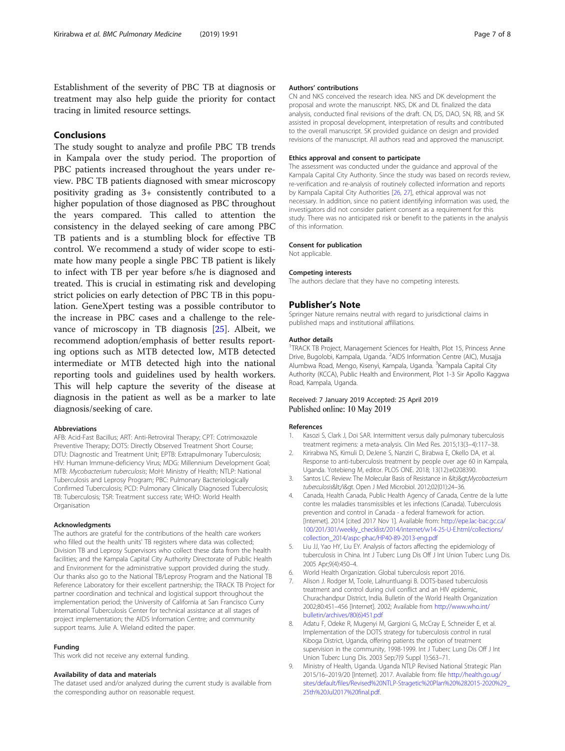Establishment of the severity of PBC TB at diagnosis or treatment may also help guide the priority for contact tracing in limited resource settings.

## Conclusions

The study sought to analyze and profile PBC TB trends in Kampala over the study period. The proportion of PBC patients increased throughout the years under review. PBC TB patients diagnosed with smear microscopy positivity grading as 3+ consistently contributed to a higher population of those diagnosed as PBC throughout the years compared. This called to attention the consistency in the delayed seeking of care among PBC TB patients and is a stumbling block for effective TB control. We recommend a study of wider scope to estimate how many people a single PBC TB patient is likely to infect with TB per year before s/he is diagnosed and treated. This is crucial in estimating risk and developing strict policies on early detection of PBC TB in this population. GeneXpert testing was a possible contributor to the increase in PBC cases and a challenge to the relevance of microscopy in TB diagnosis [25]. Albeit, we recommend adoption/emphasis of better results reporting options such as MTB detected low, MTB detected intermediate or MTB detected high into the national reporting tools and guidelines used by health workers. This will help capture the severity of the disease at diagnosis in the patient as well as be a marker to late diagnosis/seeking of care.

#### Abbreviations

AFB: Acid-Fast Bacillus; ART: Anti-Retroviral Therapy; CPT: Cotrimoxazole Preventive Therapy; DOTS: Directly Observed Treatment Short Course; DTU: Diagnostic and Treatment Unit; EPTB: Extrapulmonary Tuberculosis; HIV: Human Immune-deficiency Virus; MDG: Millennium Development Goal; MTB: *Mycobacterium tuberculosis*; MoH: Ministry of Health; NTLP: National Tuberculosis and Leprosy Program; PBC: Pulmonary Bacteriologically Confirmed Tuberculosis; PCD: Pulmonary Clinically Diagnosed Tuberculosis; TB: Tuberculosis; TSR: Treatment success rate; WHO: World Health Organisation

#### Acknowledgments

The authors are grateful for the contributions of the health care workers who filled out the health units' TB registers where data was collected; Division TB and Leprosy Supervisors who collect these data from the health facilities; and the Kampala Capital City Authority Directorate of Public Health and Environment for the administrative support provided during the study. Our thanks also go to the National TB/Leprosy Program and the National TB Reference Laboratory for their excellent partnership; the TRACK TB Project for partner coordination and technical and logistical support throughout the implementation period; the University of California at San Francisco Curry International Tuberculosis Center for technical assistance at all stages of project implementation; the AIDS Information Centre; and community support teams. Julie A. Wieland edited the paper.

#### Funding

This work did not receive any external funding.

#### Availability of data and materials

The dataset used and/or analyzed during the current study is available from the corresponding author on reasonable request.

#### Authors' contributions

CN and NKS conceived the research idea. NKS and DK development the proposal and wrote the manuscript. NKS, DK and DL finalized the data analysis, conducted final revisions of the draft. CN, DS, DAO, SN, RB, and SK assisted in proposal development, interpretation of results and contributed to the overall manuscript. SK provided guidance on design and provided revisions of the manuscript. All authors read and approved the manuscript.

#### Ethics approval and consent to participate

The assessment was conducted under the guidance and approval of the Kampala Capital City Authority. Since the study was based on records review, re-verification and re-analysis of routinely collected information and reports by Kampala Capital City Authorities [26, 27], ethical approval was not necessary. In addition, since no patient identifying information was used, the investigators did not consider patient consent as a requirement for this study. There was no anticipated risk or benefit to the patients in the analysis of this information.

#### Consent for publication

Not applicable.

#### Competing interests

The authors declare that they have no competing interests.

## Publisher's Note

Springer Nature remains neutral with regard to jurisdictional claims in published maps and institutional affiliations.

#### Author details

[1]TRACK TB Project, Management Sciences for Health, Plot 15, Princess Anne Drive, Bugolobi, Kampala, Uganda. [2]AIDS Information Centre (AIC), Musajja Alumbwa Road, Mengo, Kisenyi, Kampala, Uganda. [3]Kampala Capital City Authority (KCCA), Public Health and Environment, Plot 1-3 Sir Apollo Kaggwa Road, Kampala, Uganda.

Received: 7 January 2019 Accepted: 25 April 2019
Published online: 10 May 2019

#### References

1. Kasozi S, Clark J, Doi SAR. Intermittent versus daily pulmonary tuberculosis treatment regimens: a meta-analysis. Clin Med Res. 2015;13(3–4):117–38.
2. Kirirabwa NS, Kimuli D, DeJene S, Nanziri C, Birabwa E, Okello DA, et al. Response to anti-tuberculosis treatment by people over age 60 in Kampala, Uganda. Yotebieng M, editor. PLOS ONE. 2018; 13(12):e0208390.
3. Santos LC. Review: The Molecular Basis of Resistance in &lt;i&gt;*Mycobacterium tuberculosis*&lt;/i&gt. Open J Med Microbiol. 2012;02(01):24–36.
4. Canada, Health Canada, Public Health Agency of Canada, Centre de la lutte contre les maladies transmissibles et les infections (Canada). Tuberculosis prevention and control in Canada - a federal framework for action. [Internet]. 2014 [cited 2017 Nov 1]. Available from: http://epe.lac-bac.gc.ca/100/201/301/weekly_checklist/2014/internet/w14-25-U-E.html/collections/collection_2014/aspc-phac/HP40-89-2013-eng.pdf
5. Liu JJ, Yao HY, Liu EY. Analysis of factors affecting the epidemiology of tuberculosis in China. Int J Tuberc Lung Dis Off J Int Union Tuberc Lung Dis. 2005 Apr;9(4):450–4.
6. World Health Organization. Global tuberculosis report 2016.
7. Alison J. Rodger M, Toole, Lalnuntluangi B. DOTS-based tuberculosis treatment and control during civil conflict and an HIV epidemic, Churachandpur District, India. Bulletin of the World Health Organization 2002;80:451–456 [Internet]. 2002; Available from http://www.who.int/bulletin/archives/80(6)451.pdf
8. Adatu F, Odeke R, Mugenyi M, Gargioni G, McCray E, Schneider E, et al. Implementation of the DOTS strategy for tuberculosis control in rural Kiboga District, Uganda, offering patients the option of treatment supervision in the community, 1998-1999. Int J Tuberc Lung Dis Off J Int Union Tuberc Lung Dis. 2003 Sep;7(9 Suppl 1):S63–71.
9. Ministry of Health, Uganda. Uganda NTLP Revised National Strategic Plan 2015/16–2019/20 [Internet]. 2017. Available from: file http://health.go.ug/sites/default/files/Revised%20NTLP-Stragetic%20Plan%20%282015-2020%29_25th%20Jul2017%20final.pdf.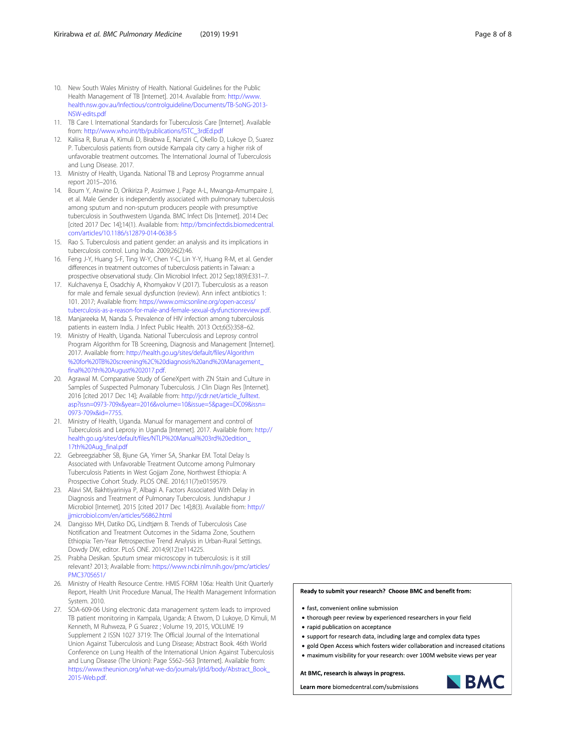10. New South Wales Ministry of Health. National Guidelines for the Public Health Management of TB [Internet]. 2014. Available from: http://www.health.nsw.gov.au/Infectious/controlguideline/Documents/TB-SoNG-2013-NSW-edits.pdf
11. TB Care I. International Standards for Tuberculosis Care [Internet]. Available from: http://www.who.int/tb/publications/ISTC_3rdEd.pdf
12. Kaliisa R, Burua A, Kimuli D, Birabwa E, Nanziri C, Okello D, Lukoye D, Suarez P. Tuberculosis patients from outside Kampala city carry a higher risk of unfavorable treatment outcomes. The International Journal of Tuberculosis and Lung Disease. 2017.
13. Ministry of Health, Uganda. National TB and Leprosy Programme annual report 2015–2016.
14. Boum Y, Atwine D, Orikiriza P, Assimwe J, Page A-L, Mwanga-Amumpaire J, et al. Male Gender is independently associated with pulmonary tuberculosis among sputum and non-sputum producers people with presumptive tuberculosis in Southwestern Uganda. BMC Infect Dis [Internet]. 2014 Dec [cited 2017 Dec 14];14(1). Available from: http://bmcinfectdis.biomedcentral.com/articles/10.1186/s12879-014-0638-5
15. Rao S. Tuberculosis and patient gender: an analysis and its implications in tuberculosis control. Lung India. 2009;26(2):46.
16. Feng J-Y, Huang S-F, Ting W-Y, Chen Y-C, Lin Y-Y, Huang R-M, et al. Gender differences in treatment outcomes of tuberculosis patients in Taiwan: a prospective observational study. Clin Microbiol Infect. 2012 Sep;18(9):E331–7.
17. Kulchavenya E, Osadchiy A, Khomyakov V (2017). Tuberculosis as a reason for male and female sexual dysfunction (review). Ann infect antibiotics 1: 101. 2017; Available from: https://www.omicsonline.org/open-access/tuberculosis-as-a-reason-for-male-and-female-sexual-dysfunctionreview.pdf.
18. Manjareeka M, Nanda S. Prevalence of HIV infection among tuberculosis patients in eastern India. J Infect Public Health. 2013 Oct;6(5):358–62.
19. Ministry of Health, Uganda. National Tuberculosis and Leprosy control Program Algorithm for TB Screening, Diagnosis and Management [Internet]. 2017. Available from: http://health.go.ug/sites/default/files/Algorithm%20for%20TB%20screening%2C%20diagnosis%20and%20Management_final%207th%20August%202017.pdf.
20. Agrawal M. Comparative Study of GeneXpert with ZN Stain and Culture in Samples of Suspected Pulmonary Tuberculosis. J Clin Diagn Res [Internet]. 2016 [cited 2017 Dec 14]; Available from: http://jcdr.net/article_fulltext.asp?issn=0973-709x&year=2016&volume=10&issue=5&page=DC09&issn=0973-709x&id=7755.
21. Ministry of Health, Uganda. Manual for management and control of Tuberculosis and Leprosy in Uganda [Internet]. 2017. Available from: http://health.go.ug/sites/default/files/NTLP%20Manual%203rd%20edition_17th%20Aug_final.pdf
22. Gebreegziabher SB, Bjune GA, Yimer SA, Shankar EM. Total Delay Is Associated with Unfavorable Treatment Outcome among Pulmonary Tuberculosis Patients in West Gojjam Zone, Northwest Ethiopia: A Prospective Cohort Study. PLOS ONE. 2016;11(7):e0159579.
23. Alavi SM, Bakhtiyariniya P, Albagi A. Factors Associated With Delay in Diagnosis and Treatment of Pulmonary Tuberculosis. Jundishapur J Microbiol [Internet]. 2015 [cited 2017 Dec 14];8(3). Available from: http://jjmicrobiol.com/en/articles/56862.html
24. Dangisso MH, Datiko DG, Lindtjørn B. Trends of Tuberculosis Case Notification and Treatment Outcomes in the Sidama Zone, Southern Ethiopia: Ten-Year Retrospective Trend Analysis in Urban-Rural Settings. Dowdy DW, editor. PLoS ONE. 2014;9(12):e114225.
25. Prabha Desikan. Sputum smear microscopy in tuberculosis: is it still relevant? 2013; Available from: https://www.ncbi.nlm.nih.gov/pmc/articles/PMC3705651/
26. Ministry of Health Resource Centre. HMIS FORM 106a: Health Unit Quarterly Report, Health Unit Procedure Manual, The Health Management Information System. 2010.
27. SOA-609-06 Using electronic data management system leads to improved TB patient monitoring in Kampala, Uganda; A Etwom, D Lukoye, D Kimuli, M Kenneth, M Ruhweza, P G Suarez ; Volume 19, 2015, VOLUME 19 Supplement 2 ISSN 1027 3719: The Official Journal of the International Union Against Tuberculosis and Lung Disease; Abstract Book. 46th World Conference on Lung Health of the International Union Against Tuberculosis and Lung Disease (The Union): Page S562–563 [Internet]. Available from: https://www.theunion.org/what-we-do/journals/ijtld/body/Abstract_Book_2015-Web.pdf.

**Ready to submit your research? Choose BMC and benefit from:**

- fast, convenient online submission
- thorough peer review by experienced researchers in your field
- rapid publication on acceptance
- support for research data, including large and complex data types
- gold Open Access which fosters wider collaboration and increased citations
- maximum visibility for your research: over 100M website views per year

**At BMC, research is always in progress.**

**Learn more** biomedcentral.com/submissions

BMC